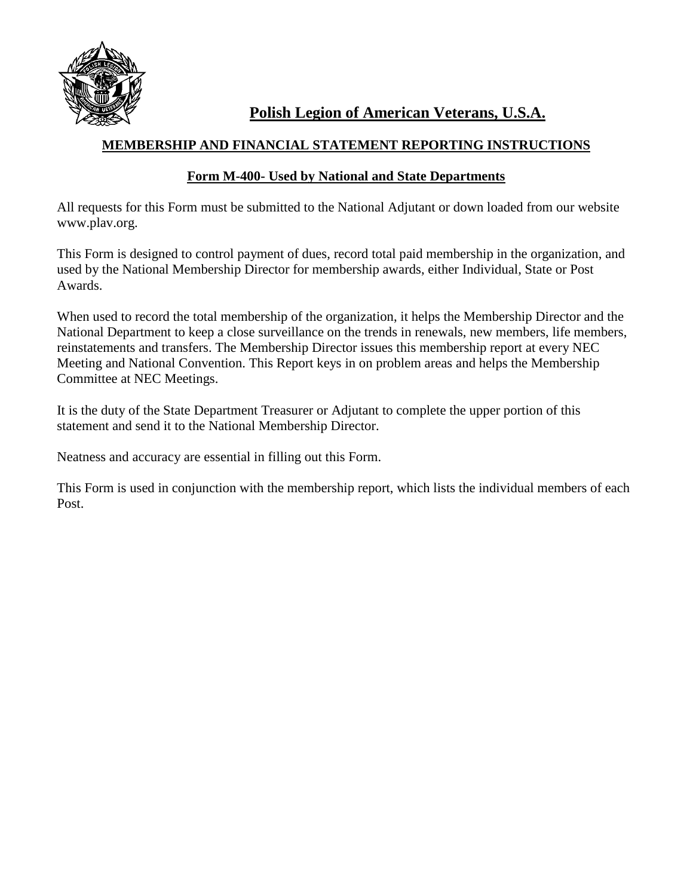# Polish Legion of American Veterans, U.S.A.

## MEMBERSHIP AND FINANCIAL STATEMENT REPORTING INSTRUCTIONS

### Form M-400- Used by National and State Departments

All requests for this Form must be submitted to the National Adjutant or down loaded from our website www.plav.org.

This Form is designed to control payment of dues, record total paid membership in the organization, and used by the National Membership Director for membership awards, either Individual, State or Post Awards.

When used to record the total membership of the organization, it helps the Membership Director and the National Department to keep a close surveillance on the trends in renewals, new members, life members, reinstatements and transfers. The Membership Director issues this membership report at every NEC Meeting and National Convention. This Report keys in on problem areas and helps the Membership Committee at NEC Meetings.

It is the duty of the State Department Treasurer or Adjutant to complete the upper portion of this statement and send it to the National Membership Director.

Neatness and accuracy are essential in filling out this Form.

This Form is used in conjunction with the membership report, which lists the individual members of each Post.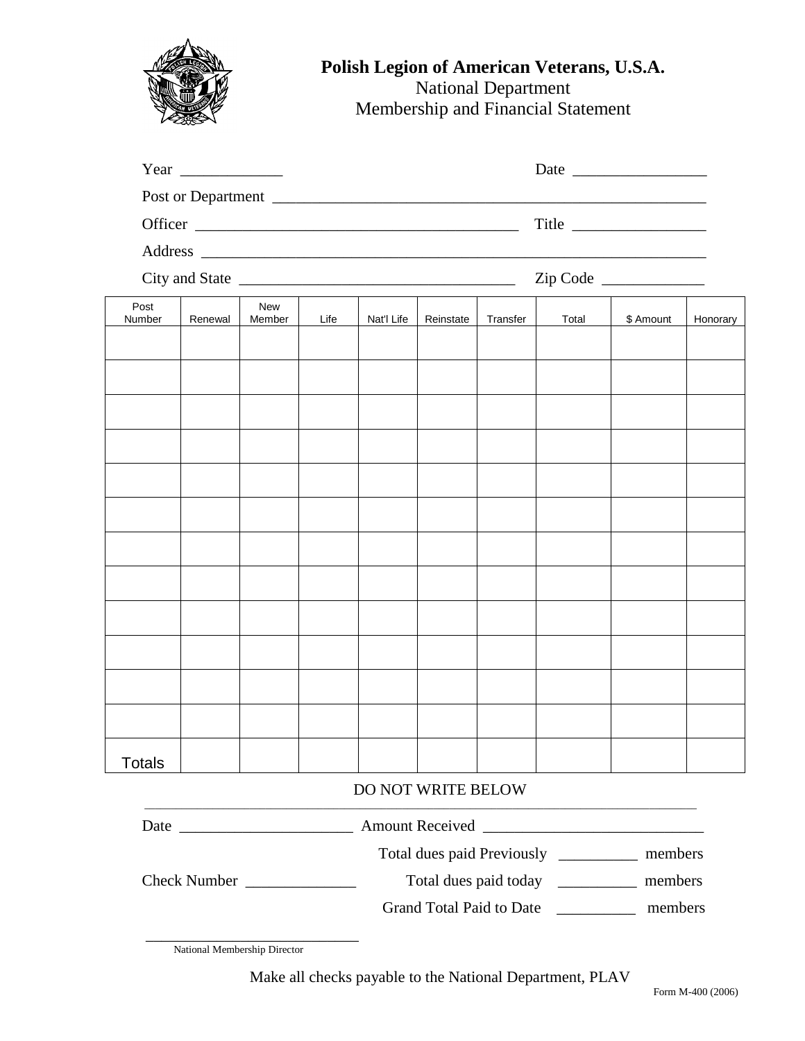**Polish Legion of American Veterans, U.S.A.**
National Department
Membership and Financial Statement

Year _____________ Date _________________

Post or Department _______________________________________________________

Officer __________________________________________ Title _________________

Address ________________________________________________________________

City and State ___________________________________ Zip Code _____________

| Post Number | Renewal | New Member | Life | Nat'l Life | Reinstate | Transfer | Total | $ Amount | Honorary |
|---|---|---|---|---|---|---|---|---|---|
| | | | | | | | | | |
| | | | | | | | | | |
| | | | | | | | | | |
| | | | | | | | | | |
| | | | | | | | | | |
| | | | | | | | | | |
| | | | | | | | | | |
| | | | | | | | | | |
| | | | | | | | | | |
| | | | | | | | | | |
| | | | | | | | | | |
| | | | | | | | | | |
| Totals | | | | | | | | | |

DO NOT WRITE BELOW

Date ______________________ Amount Received ____________________________

Total dues paid Previously __________ members

Check Number ______________ Total dues paid today __________ members

Grand Total Paid to Date __________ members

______________________________
National Membership Director

Make all checks payable to the National Department, PLAV

Form M-400 (2006)